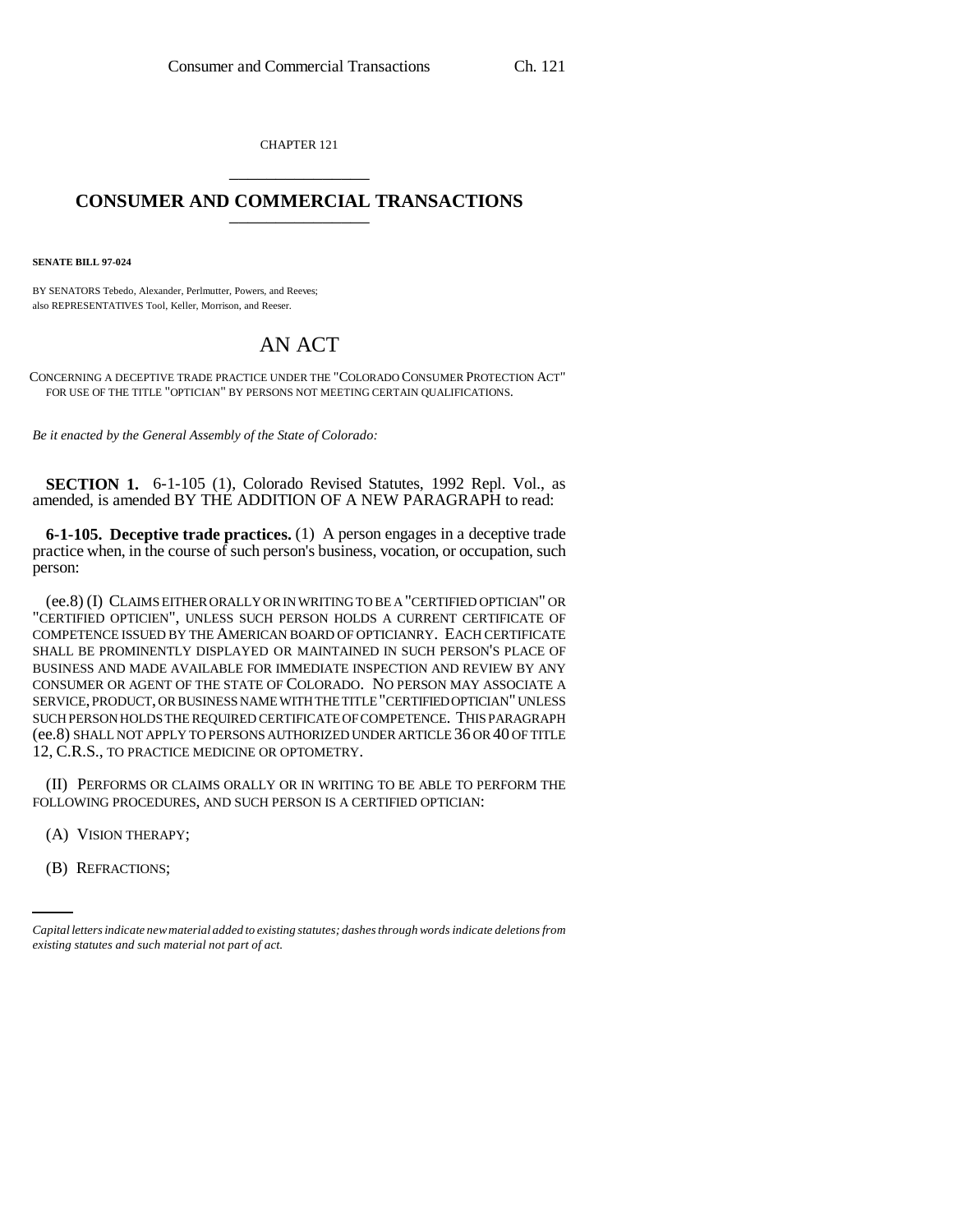CHAPTER 121

# CONSUMER AND COMMERCIAL TRANSACTIONS

**SENATE BILL 97-024**

BY SENATORS Tebedo, Alexander, Perlmutter, Powers, and Reeves;
also REPRESENTATIVES Tool, Keller, Morrison, and Reeser.

## AN ACT

CONCERNING A DECEPTIVE TRADE PRACTICE UNDER THE "COLORADO CONSUMER PROTECTION ACT" FOR USE OF THE TITLE "OPTICIAN" BY PERSONS NOT MEETING CERTAIN QUALIFICATIONS.

*Be it enacted by the General Assembly of the State of Colorado:*

**SECTION 1.** 6-1-105 (1), Colorado Revised Statutes, 1992 Repl. Vol., as amended, is amended BY THE ADDITION OF A NEW PARAGRAPH to read:

**6-1-105. Deceptive trade practices.** (1) A person engages in a deceptive trade practice when, in the course of such person's business, vocation, or occupation, such person:

(ee.8) (I) CLAIMS EITHER ORALLY OR IN WRITING TO BE A "CERTIFIED OPTICIAN" OR "CERTIFIED OPTICIEN", UNLESS SUCH PERSON HOLDS A CURRENT CERTIFICATE OF COMPETENCE ISSUED BY THE AMERICAN BOARD OF OPTICIANRY. EACH CERTIFICATE SHALL BE PROMINENTLY DISPLAYED OR MAINTAINED IN SUCH PERSON'S PLACE OF BUSINESS AND MADE AVAILABLE FOR IMMEDIATE INSPECTION AND REVIEW BY ANY CONSUMER OR AGENT OF THE STATE OF COLORADO. NO PERSON MAY ASSOCIATE A SERVICE, PRODUCT, OR BUSINESS NAME WITH THE TITLE "CERTIFIED OPTICIAN" UNLESS SUCH PERSON HOLDS THE REQUIRED CERTIFICATE OF COMPETENCE. THIS PARAGRAPH (ee.8) SHALL NOT APPLY TO PERSONS AUTHORIZED UNDER ARTICLE 36 OR 40 OF TITLE 12, C.R.S., TO PRACTICE MEDICINE OR OPTOMETRY.

(II) PERFORMS OR CLAIMS ORALLY OR IN WRITING TO BE ABLE TO PERFORM THE FOLLOWING PROCEDURES, AND SUCH PERSON IS A CERTIFIED OPTICIAN:

(A) VISION THERAPY;

(B) REFRACTIONS;

*Capital letters indicate new material added to existing statutes; dashes through words indicate deletions from existing statutes and such material not part of act.*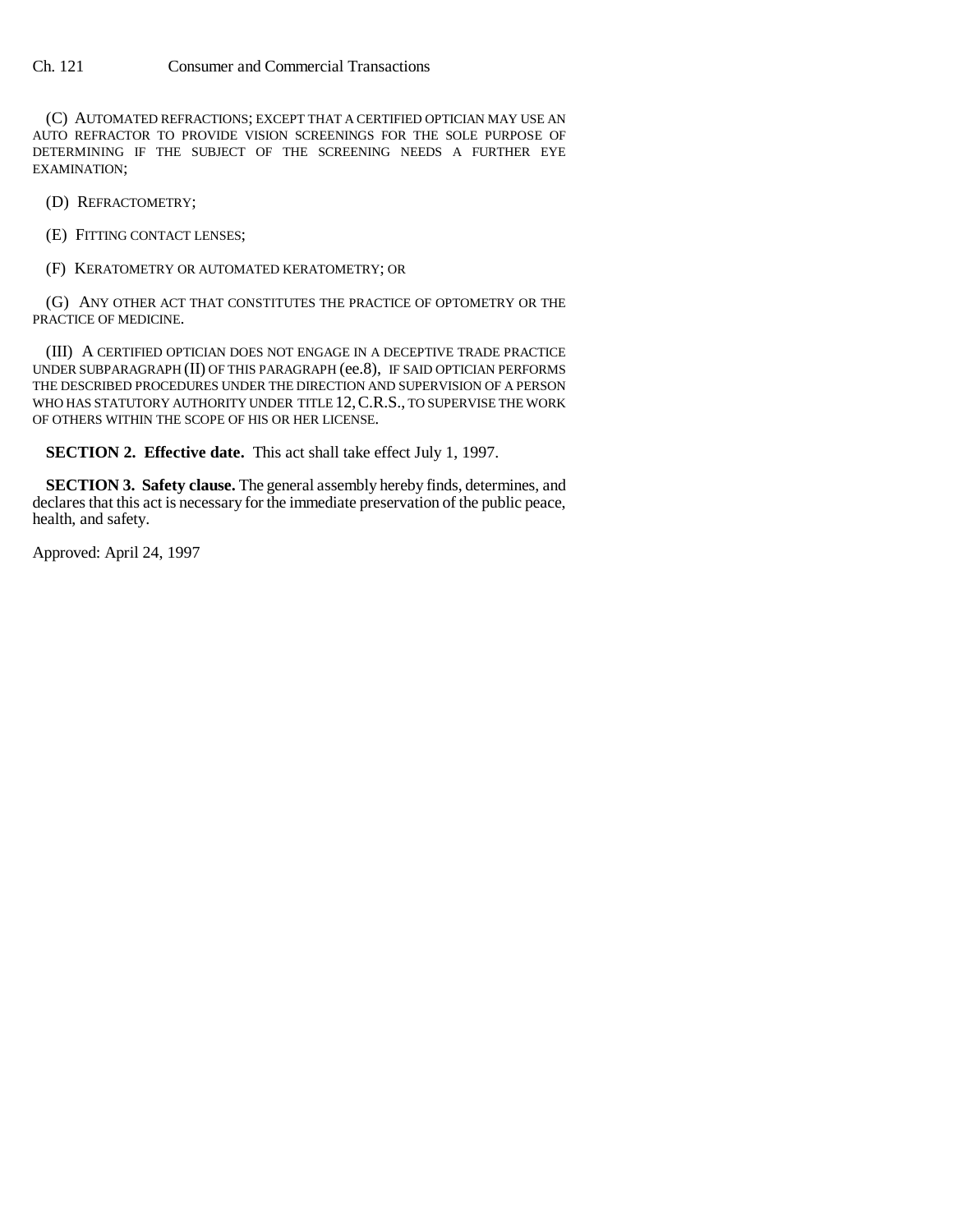(C) AUTOMATED REFRACTIONS; EXCEPT THAT A CERTIFIED OPTICIAN MAY USE AN AUTO REFRACTOR TO PROVIDE VISION SCREENINGS FOR THE SOLE PURPOSE OF DETERMINING IF THE SUBJECT OF THE SCREENING NEEDS A FURTHER EYE EXAMINATION;

(D) REFRACTOMETRY;

(E) FITTING CONTACT LENSES;

(F) KERATOMETRY OR AUTOMATED KERATOMETRY; OR

(G) ANY OTHER ACT THAT CONSTITUTES THE PRACTICE OF OPTOMETRY OR THE PRACTICE OF MEDICINE.

(III) A CERTIFIED OPTICIAN DOES NOT ENGAGE IN A DECEPTIVE TRADE PRACTICE UNDER SUBPARAGRAPH (II) OF THIS PARAGRAPH (ee.8), IF SAID OPTICIAN PERFORMS THE DESCRIBED PROCEDURES UNDER THE DIRECTION AND SUPERVISION OF A PERSON WHO HAS STATUTORY AUTHORITY UNDER TITLE 12, C.R.S., TO SUPERVISE THE WORK OF OTHERS WITHIN THE SCOPE OF HIS OR HER LICENSE.

**SECTION 2. Effective date.** This act shall take effect July 1, 1997.

**SECTION 3. Safety clause.** The general assembly hereby finds, determines, and declares that this act is necessary for the immediate preservation of the public peace, health, and safety.

Approved: April 24, 1997